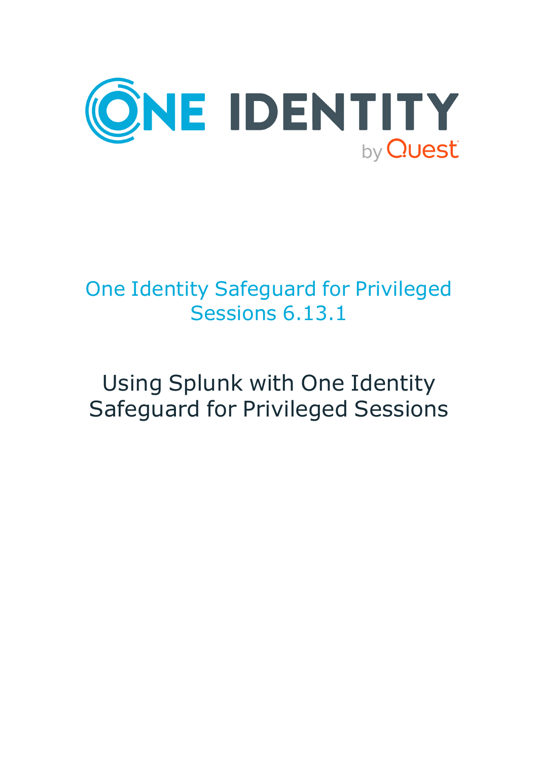# One Identity Safeguard for Privileged Sessions 6.13.1

## Using Splunk with One Identity Safeguard for Privileged Sessions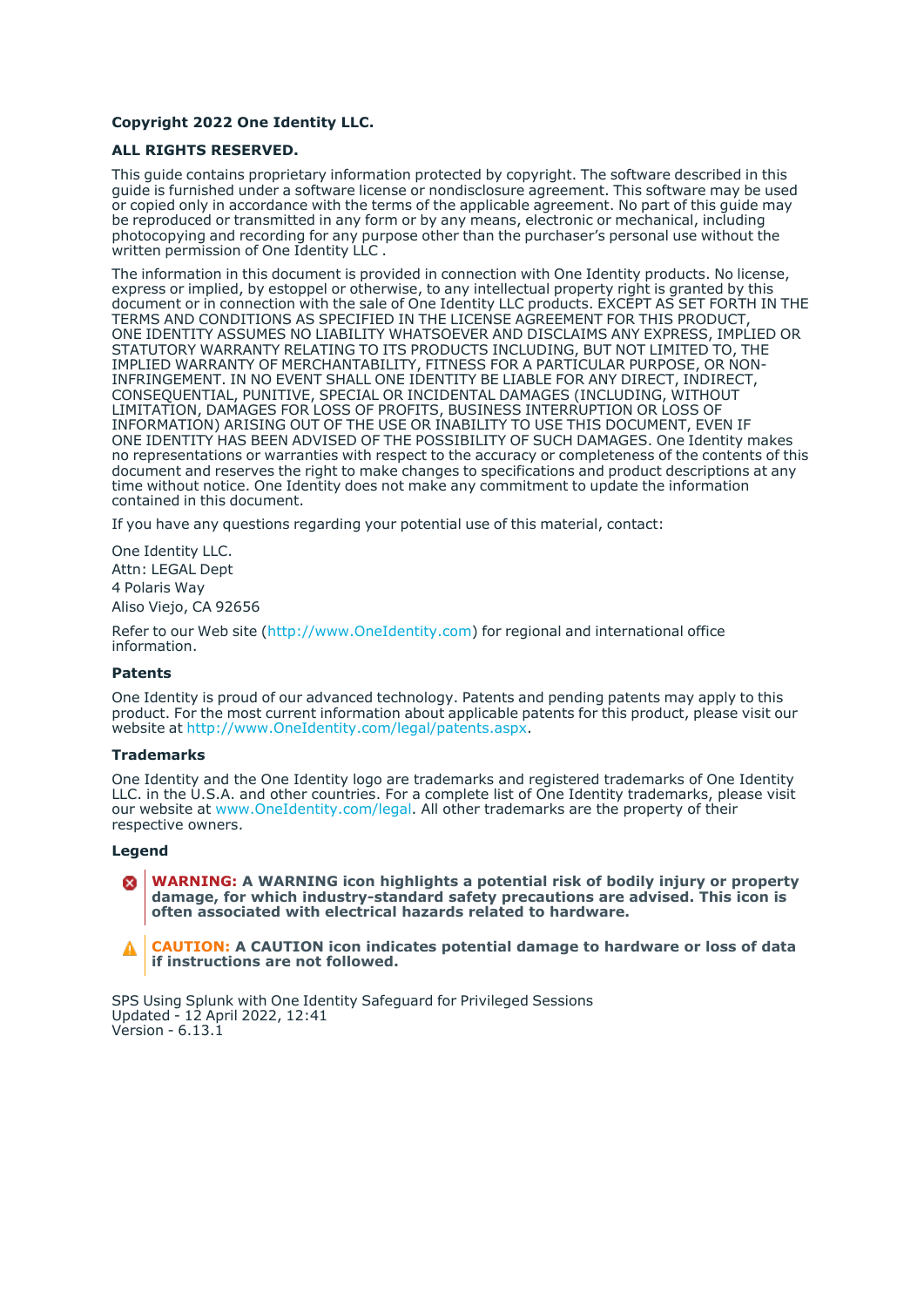**Copyright 2022 One Identity LLC.**

**ALL RIGHTS RESERVED.**

This guide contains proprietary information protected by copyright. The software described in this guide is furnished under a software license or nondisclosure agreement. This software may be used or copied only in accordance with the terms of the applicable agreement. No part of this guide may be reproduced or transmitted in any form or by any means, electronic or mechanical, including photocopying and recording for any purpose other than the purchaser's personal use without the written permission of One Identity LLC .

The information in this document is provided in connection with One Identity products. No license, express or implied, by estoppel or otherwise, to any intellectual property right is granted by this document or in connection with the sale of One Identity LLC products. EXCEPT AS SET FORTH IN THE TERMS AND CONDITIONS AS SPECIFIED IN THE LICENSE AGREEMENT FOR THIS PRODUCT, ONE IDENTITY ASSUMES NO LIABILITY WHATSOEVER AND DISCLAIMS ANY EXPRESS, IMPLIED OR STATUTORY WARRANTY RELATING TO ITS PRODUCTS INCLUDING, BUT NOT LIMITED TO, THE IMPLIED WARRANTY OF MERCHANTABILITY, FITNESS FOR A PARTICULAR PURPOSE, OR NON-INFRINGEMENT. IN NO EVENT SHALL ONE IDENTITY BE LIABLE FOR ANY DIRECT, INDIRECT, CONSEQUENTIAL, PUNITIVE, SPECIAL OR INCIDENTAL DAMAGES (INCLUDING, WITHOUT LIMITATION, DAMAGES FOR LOSS OF PROFITS, BUSINESS INTERRUPTION OR LOSS OF INFORMATION) ARISING OUT OF THE USE OR INABILITY TO USE THIS DOCUMENT, EVEN IF ONE IDENTITY HAS BEEN ADVISED OF THE POSSIBILITY OF SUCH DAMAGES. One Identity makes no representations or warranties with respect to the accuracy or completeness of the contents of this document and reserves the right to make changes to specifications and product descriptions at any time without notice. One Identity does not make any commitment to update the information contained in this document.

If you have any questions regarding your potential use of this material, contact:

One Identity LLC.
Attn: LEGAL Dept
4 Polaris Way
Aliso Viejo, CA 92656

Refer to our Web site (http://www.OneIdentity.com) for regional and international office information.

### Patents

One Identity is proud of our advanced technology. Patents and pending patents may apply to this product. For the most current information about applicable patents for this product, please visit our website at http://www.OneIdentity.com/legal/patents.aspx.

### Trademarks

One Identity and the One Identity logo are trademarks and registered trademarks of One Identity LLC. in the U.S.A. and other countries. For a complete list of One Identity trademarks, please visit our website at www.OneIdentity.com/legal. All other trademarks are the property of their respective owners.

### Legend

**WARNING: A WARNING icon highlights a potential risk of bodily injury or property damage, for which industry-standard safety precautions are advised. This icon is often associated with electrical hazards related to hardware.**

**CAUTION: A CAUTION icon indicates potential damage to hardware or loss of data if instructions are not followed.**

SPS Using Splunk with One Identity Safeguard for Privileged Sessions
Updated - 12 April 2022, 12:41
Version - 6.13.1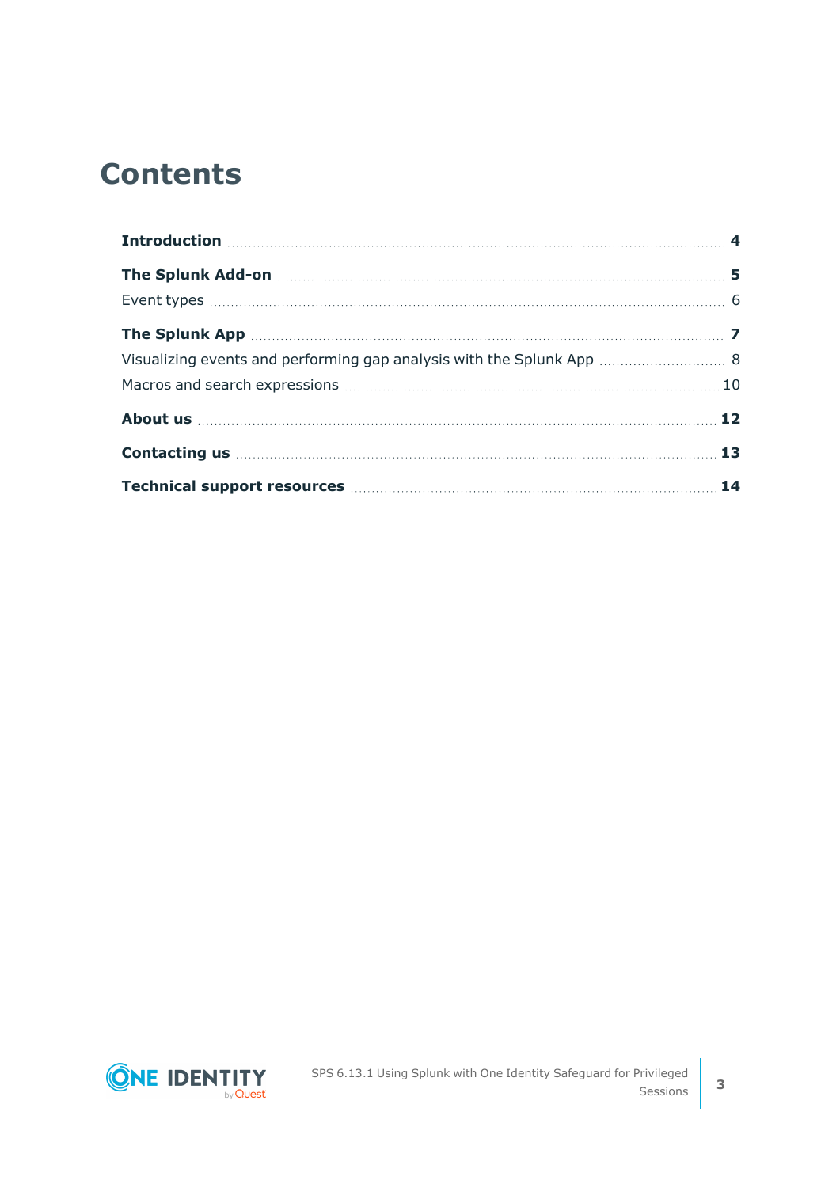# Contents

**Introduction** 4

**The Splunk Add-on** 5

Event types 6

**The Splunk App** 7

Visualizing events and performing gap analysis with the Splunk App 8

Macros and search expressions 10

**About us** 12

**Contacting us** 13

**Technical support resources** 14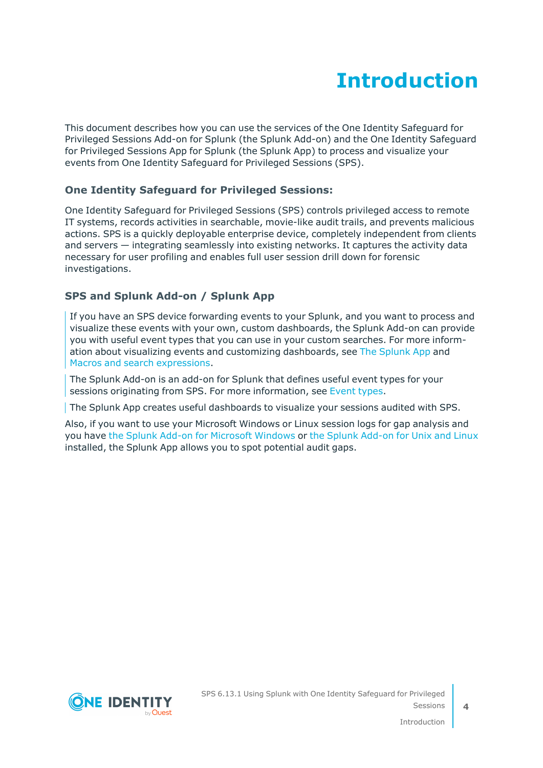# Introduction

This document describes how you can use the services of the One Identity Safeguard for Privileged Sessions Add-on for Splunk (the Splunk Add-on) and the One Identity Safeguard for Privileged Sessions App for Splunk (the Splunk App) to process and visualize your events from One Identity Safeguard for Privileged Sessions (SPS).

### One Identity Safeguard for Privileged Sessions:

One Identity Safeguard for Privileged Sessions (SPS) controls privileged access to remote IT systems, records activities in searchable, movie-like audit trails, and prevents malicious actions. SPS is a quickly deployable enterprise device, completely independent from clients and servers — integrating seamlessly into existing networks. It captures the activity data necessary for user profiling and enables full user session drill down for forensic investigations.

### SPS and Splunk Add-on / Splunk App

If you have an SPS device forwarding events to your Splunk, and you want to process and visualize these events with your own, custom dashboards, the Splunk Add-on can provide you with useful event types that you can use in your custom searches. For more information about visualizing events and customizing dashboards, see The Splunk App and Macros and search expressions.

The Splunk Add-on is an add-on for Splunk that defines useful event types for your sessions originating from SPS. For more information, see Event types.

The Splunk App creates useful dashboards to visualize your sessions audited with SPS.

Also, if you want to use your Microsoft Windows or Linux session logs for gap analysis and you have the Splunk Add-on for Microsoft Windows or the Splunk Add-on for Unix and Linux installed, the Splunk App allows you to spot potential audit gaps.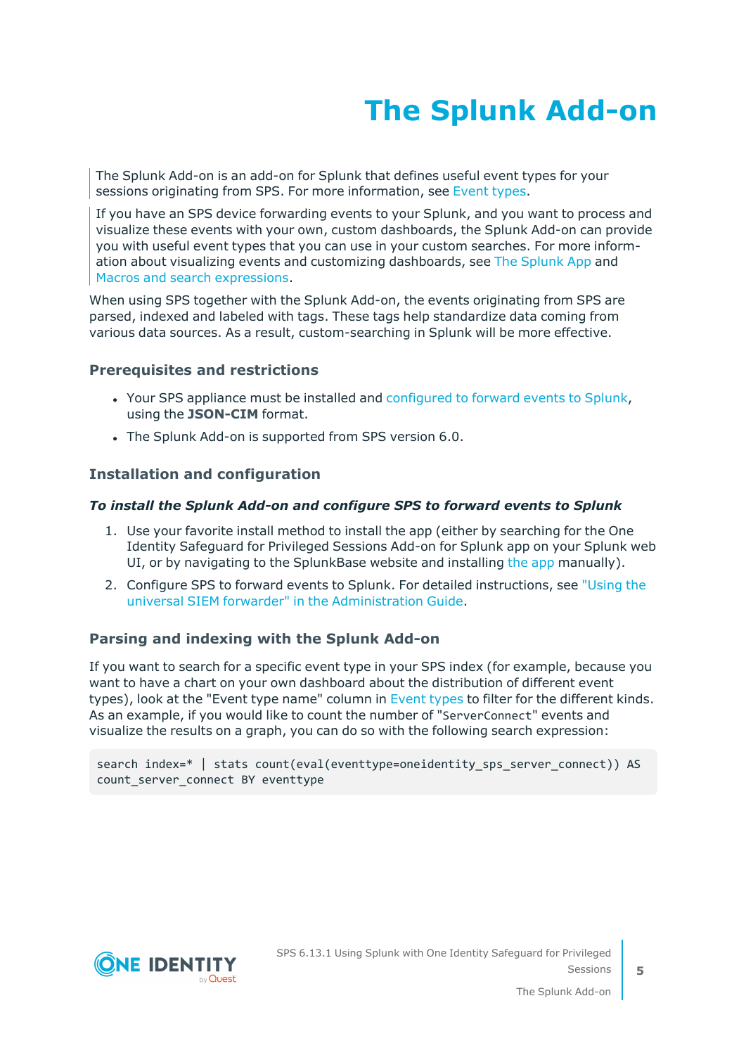# The Splunk Add-on

The Splunk Add-on is an add-on for Splunk that defines useful event types for your sessions originating from SPS. For more information, see Event types.

If you have an SPS device forwarding events to your Splunk, and you want to process and visualize these events with your own, custom dashboards, the Splunk Add-on can provide you with useful event types that you can use in your custom searches. For more information about visualizing events and customizing dashboards, see The Splunk App and Macros and search expressions.

When using SPS together with the Splunk Add-on, the events originating from SPS are parsed, indexed and labeled with tags. These tags help standardize data coming from various data sources. As a result, custom-searching in Splunk will be more effective.

### Prerequisites and restrictions

- Your SPS appliance must be installed and configured to forward events to Splunk, using the **JSON-CIM** format.
- The Splunk Add-on is supported from SPS version 6.0.

### Installation and configuration

***To install the Splunk Add-on and configure SPS to forward events to Splunk***

1. Use your favorite install method to install the app (either by searching for the One Identity Safeguard for Privileged Sessions Add-on for Splunk app on your Splunk web UI, or by navigating to the SplunkBase website and installing the app manually).
2. Configure SPS to forward events to Splunk. For detailed instructions, see "Using the universal SIEM forwarder" in the Administration Guide.

### Parsing and indexing with the Splunk Add-on

If you want to search for a specific event type in your SPS index (for example, because you want to have a chart on your own dashboard about the distribution of different event types), look at the "Event type name" column in Event types to filter for the different kinds. As an example, if you would like to count the number of "`ServerConnect`" events and visualize the results on a graph, you can do so with the following search expression:

```
search index=* | stats count(eval(eventtype=oneidentity_sps_server_connect)) AS
count_server_connect BY eventtype
```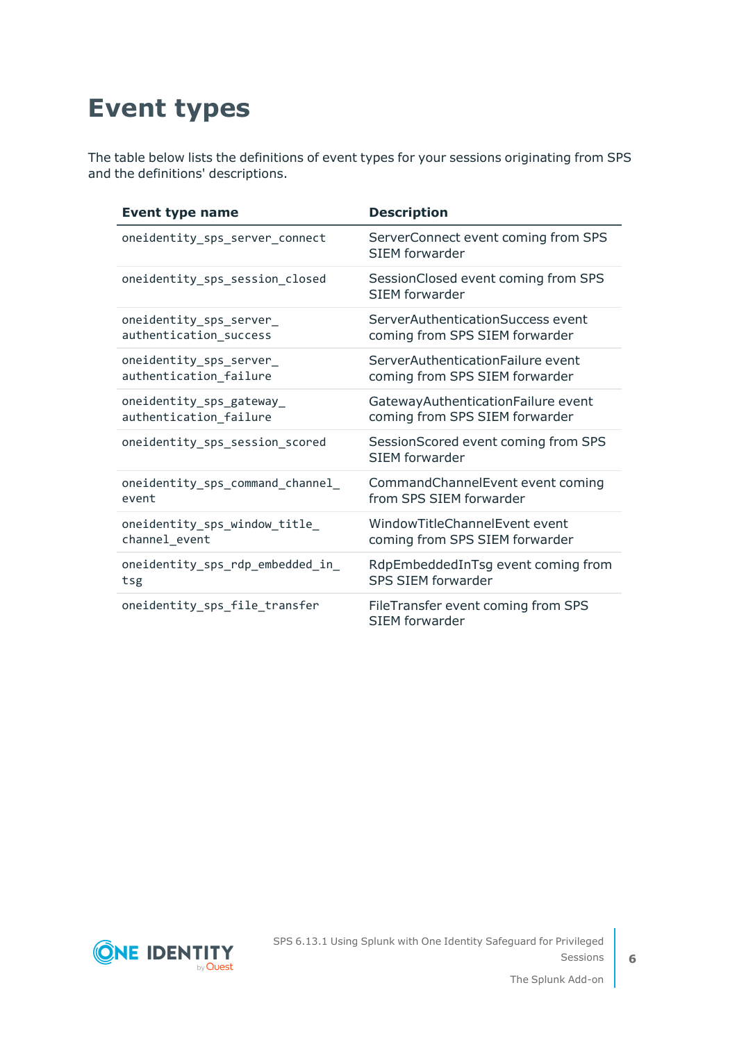# Event types

The table below lists the definitions of event types for your sessions originating from SPS and the definitions' descriptions.

| Event type name | Description |
| --- | --- |
| `oneidentity_sps_server_connect` | ServerConnect event coming from SPS SIEM forwarder |
| `oneidentity_sps_session_closed` | SessionClosed event coming from SPS SIEM forwarder |
| `oneidentity_sps_server_authentication_success` | ServerAuthenticationSuccess event coming from SPS SIEM forwarder |
| `oneidentity_sps_server_authentication_failure` | ServerAuthenticationFailure event coming from SPS SIEM forwarder |
| `oneidentity_sps_gateway_authentication_failure` | GatewayAuthenticationFailure event coming from SPS SIEM forwarder |
| `oneidentity_sps_session_scored` | SessionScored event coming from SPS SIEM forwarder |
| `oneidentity_sps_command_channel_event` | CommandChannelEvent event coming from SPS SIEM forwarder |
| `oneidentity_sps_window_title_channel_event` | WindowTitleChannelEvent event coming from SPS SIEM forwarder |
| `oneidentity_sps_rdp_embedded_in_tsg` | RdpEmbeddedInTsg event coming from SPS SIEM forwarder |
| `oneidentity_sps_file_transfer` | FileTransfer event coming from SPS SIEM forwarder |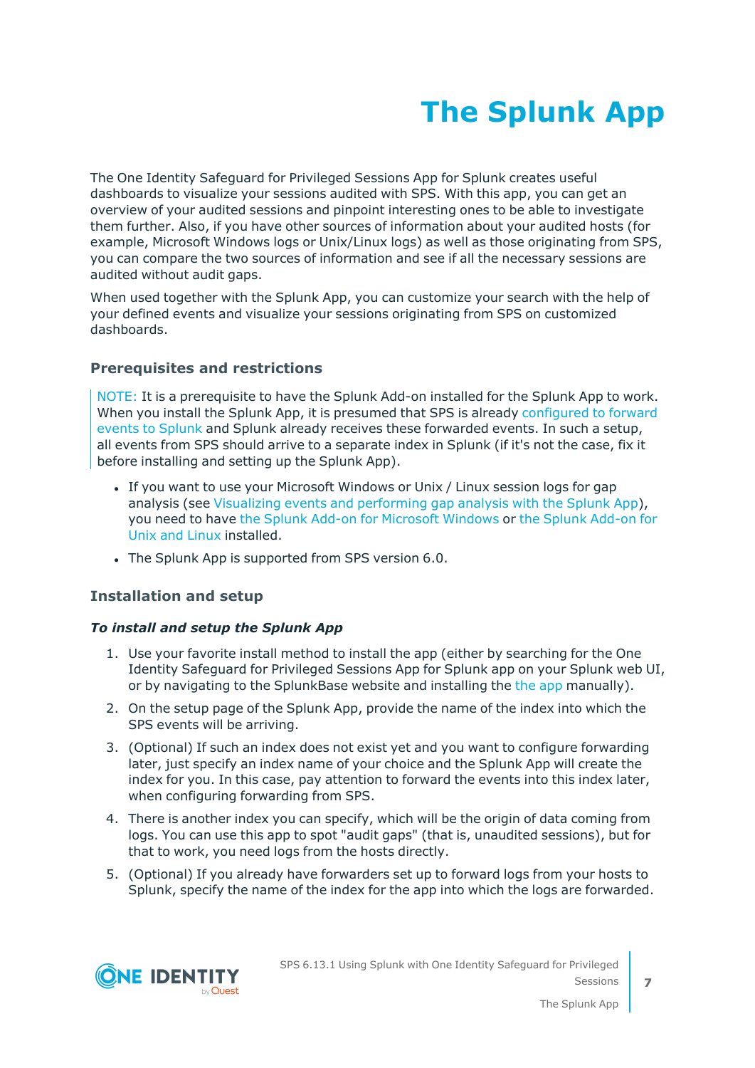# The Splunk App

The One Identity Safeguard for Privileged Sessions App for Splunk creates useful dashboards to visualize your sessions audited with SPS. With this app, you can get an overview of your audited sessions and pinpoint interesting ones to be able to investigate them further. Also, if you have other sources of information about your audited hosts (for example, Microsoft Windows logs or Unix/Linux logs) as well as those originating from SPS, you can compare the two sources of information and see if all the necessary sessions are audited without audit gaps.

When used together with the Splunk App, you can customize your search with the help of your defined events and visualize your sessions originating from SPS on customized dashboards.

## Prerequisites and restrictions

> NOTE: It is a prerequisite to have the Splunk Add-on installed for the Splunk App to work. When you install the Splunk App, it is presumed that SPS is already configured to forward events to Splunk and Splunk already receives these forwarded events. In such a setup, all events from SPS should arrive to a separate index in Splunk (if it's not the case, fix it before installing and setting up the Splunk App).

- If you want to use your Microsoft Windows or Unix / Linux session logs for gap analysis (see Visualizing events and performing gap analysis with the Splunk App), you need to have the Splunk Add-on for Microsoft Windows or the Splunk Add-on for Unix and Linux installed.
- The Splunk App is supported from SPS version 6.0.

## Installation and setup

### *To install and setup the Splunk App*

1. Use your favorite install method to install the app (either by searching for the One Identity Safeguard for Privileged Sessions App for Splunk app on your Splunk web UI, or by navigating to the SplunkBase website and installing the the app manually).
2. On the setup page of the Splunk App, provide the name of the index into which the SPS events will be arriving.
3. (Optional) If such an index does not exist yet and you want to configure forwarding later, just specify an index name of your choice and the Splunk App will create the index for you. In this case, pay attention to forward the events into this index later, when configuring forwarding from SPS.
4. There is another index you can specify, which will be the origin of data coming from logs. You can use this app to spot "audit gaps" (that is, unaudited sessions), but for that to work, you need logs from the hosts directly.
5. (Optional) If you already have forwarders set up to forward logs from your hosts to Splunk, specify the name of the index for the app into which the logs are forwarded.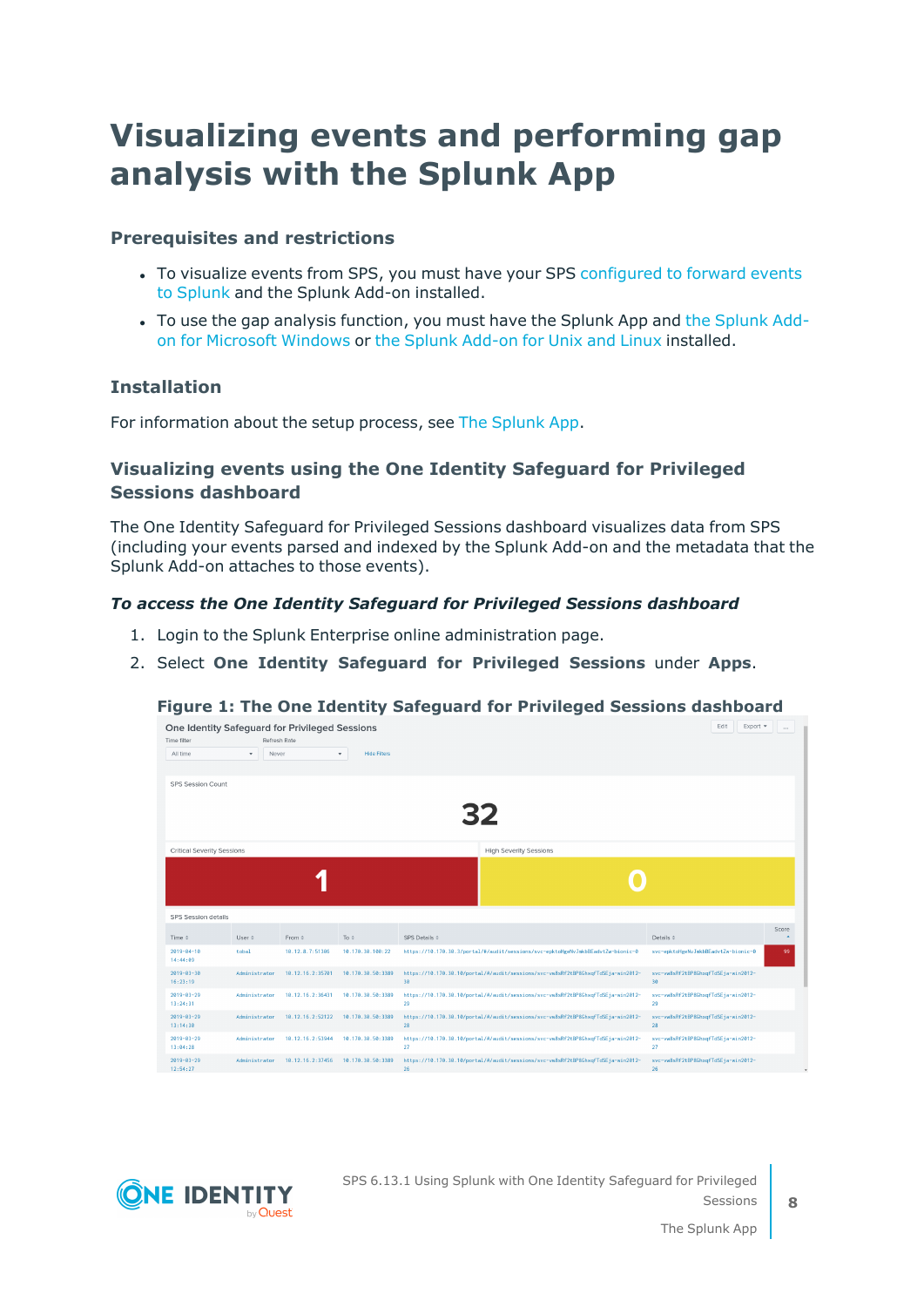# Visualizing events and performing gap analysis with the Splunk App

## Prerequisites and restrictions

- To visualize events from SPS, you must have your SPS configured to forward events to Splunk and the Splunk Add-on installed.
- To use the gap analysis function, you must have the Splunk App and the Splunk Add-on for Microsoft Windows or the Splunk Add-on for Unix and Linux installed.

## Installation

For information about the setup process, see The Splunk App.

## Visualizing events using the One Identity Safeguard for Privileged Sessions dashboard

The One Identity Safeguard for Privileged Sessions dashboard visualizes data from SPS (including your events parsed and indexed by the Splunk Add-on and the metadata that the Splunk Add-on attaches to those events).

### *To access the One Identity Safeguard for Privileged Sessions dashboard*

1. Login to the Splunk Enterprise online administration page.
2. Select **One Identity Safeguard for Privileged Sessions** under **Apps**.

**Figure 1: The One Identity Safeguard for Privileged Sessions dashboard**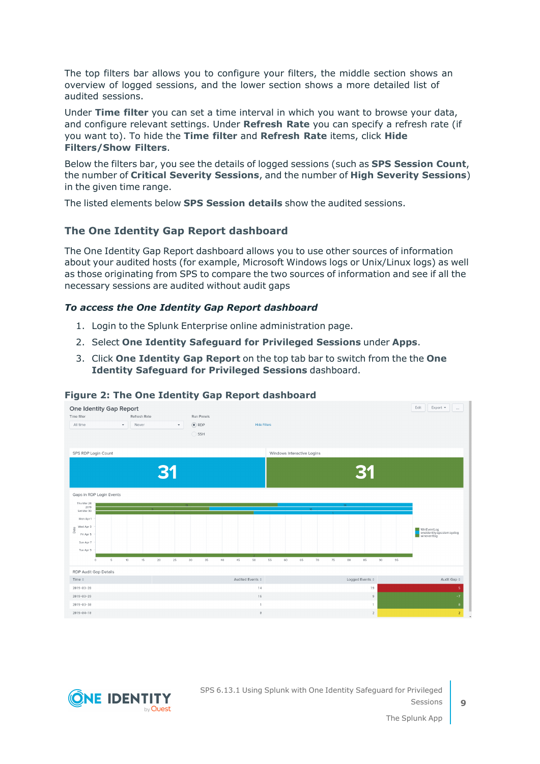The top filters bar allows you to configure your filters, the middle section shows an overview of logged sessions, and the lower section shows a more detailed list of audited sessions.

Under **Time filter** you can set a time interval in which you want to browse your data, and configure relevant settings. Under **Refresh Rate** you can specify a refresh rate (if you want to). To hide the **Time filter** and **Refresh Rate** items, click **Hide Filters/Show Filters**.

Below the filters bar, you see the details of logged sessions (such as **SPS Session Count**, the number of **Critical Severity Sessions**, and the number of **High Severity Sessions**) in the given time range.

The listed elements below **SPS Session details** show the audited sessions.

## The One Identity Gap Report dashboard

The One Identity Gap Report dashboard allows you to use other sources of information about your audited hosts (for example, Microsoft Windows logs or Unix/Linux logs) as well as those originating from SPS to compare the two sources of information and see if all the necessary sessions are audited without audit gaps

### *To access the One Identity Gap Report dashboard*

1. Login to the Splunk Enterprise online administration page.
2. Select **One Identity Safeguard for Privileged Sessions** under **Apps**.
3. Click **One Identity Gap Report** on the top tab bar to switch from the the **One Identity Safeguard for Privileged Sessions** dashboard.

**Figure 2: The One Identity Gap Report dashboard**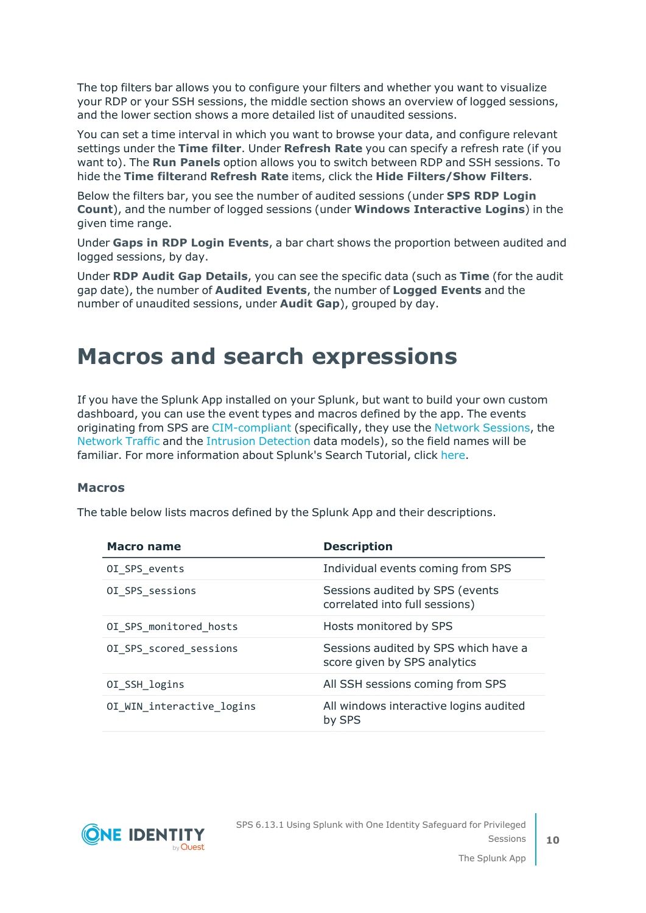The top filters bar allows you to configure your filters and whether you want to visualize your RDP or your SSH sessions, the middle section shows an overview of logged sessions, and the lower section shows a more detailed list of unaudited sessions.

You can set a time interval in which you want to browse your data, and configure relevant settings under the **Time filter**. Under **Refresh Rate** you can specify a refresh rate (if you want to). The **Run Panels** option allows you to switch between RDP and SSH sessions. To hide the **Time filter**and **Refresh Rate** items, click the **Hide Filters/Show Filters**.

Below the filters bar, you see the number of audited sessions (under **SPS RDP Login Count**), and the number of logged sessions (under **Windows Interactive Logins**) in the given time range.

Under **Gaps in RDP Login Events**, a bar chart shows the proportion between audited and logged sessions, by day.

Under **RDP Audit Gap Details**, you can see the specific data (such as **Time** (for the audit gap date), the number of **Audited Events**, the number of **Logged Events** and the number of unaudited sessions, under **Audit Gap**), grouped by day.

# Macros and search expressions

If you have the Splunk App installed on your Splunk, but want to build your own custom dashboard, you can use the event types and macros defined by the app. The events originating from SPS are CIM-compliant (specifically, they use the Network Sessions, the Network Traffic and the Intrusion Detection data models), so the field names will be familiar. For more information about Splunk's Search Tutorial, click here.

### Macros

The table below lists macros defined by the Splunk App and their descriptions.

| Macro name | Description |
|---|---|
| `OI_SPS_events` | Individual events coming from SPS |
| `OI_SPS_sessions` | Sessions audited by SPS (events correlated into full sessions) |
| `OI_SPS_monitored_hosts` | Hosts monitored by SPS |
| `OI_SPS_scored_sessions` | Sessions audited by SPS which have a score given by SPS analytics |
| `OI_SSH_logins` | All SSH sessions coming from SPS |
| `OI_WIN_interactive_logins` | All windows interactive logins audited by SPS |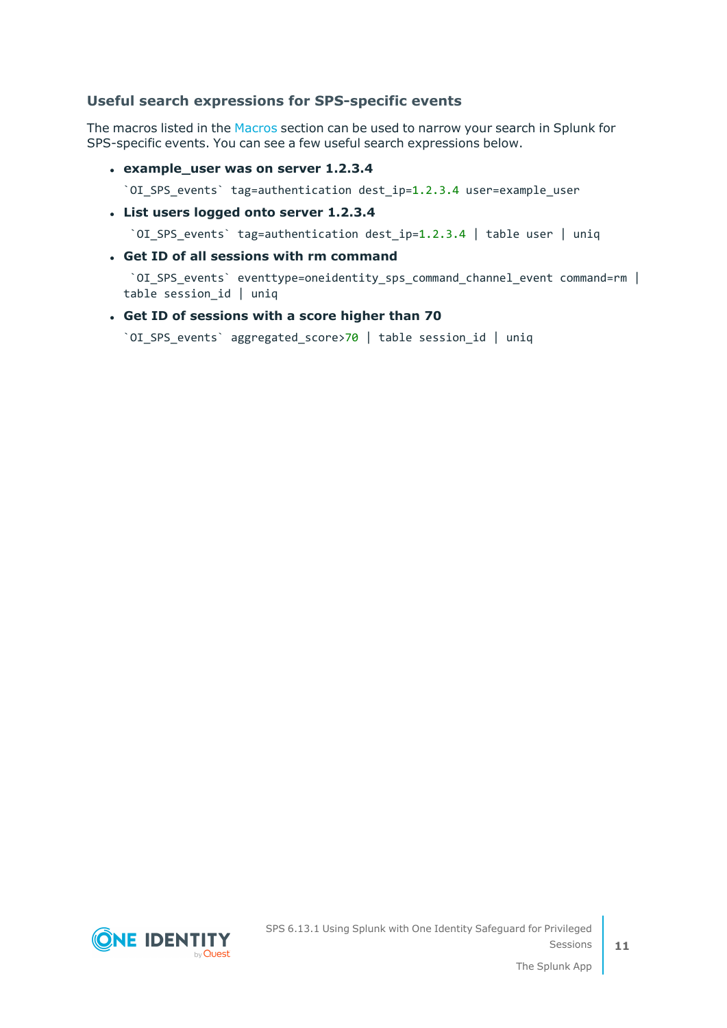### Useful search expressions for SPS-specific events

The macros listed in the Macros section can be used to narrow your search in Splunk for SPS-specific events. You can see a few useful search expressions below.

- **example_user was on server 1.2.3.4**

  ```
  `OI_SPS_events` tag=authentication dest_ip=1.2.3.4 user=example_user
  ```

- **List users logged onto server 1.2.3.4**

  ```
  `OI_SPS_events` tag=authentication dest_ip=1.2.3.4 | table user | uniq
  ```

- **Get ID of all sessions with rm command**

  ```
  `OI_SPS_events` eventtype=oneidentity_sps_command_channel_event command=rm |
  table session_id | uniq
  ```

- **Get ID of sessions with a score higher than 70**

  ```
  `OI_SPS_events` aggregated_score>70 | table session_id | uniq
  ```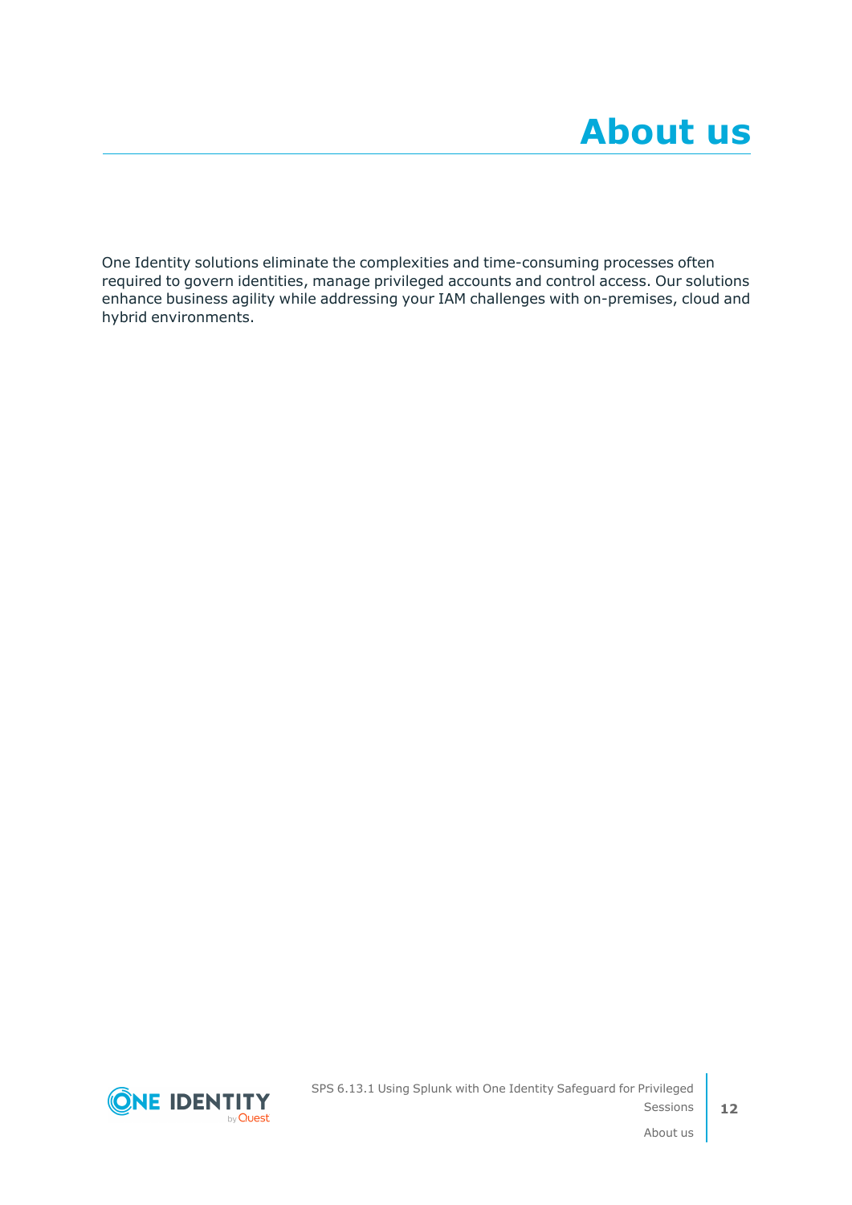# About us

One Identity solutions eliminate the complexities and time-consuming processes often required to govern identities, manage privileged accounts and control access. Our solutions enhance business agility while addressing your IAM challenges with on-premises, cloud and hybrid environments.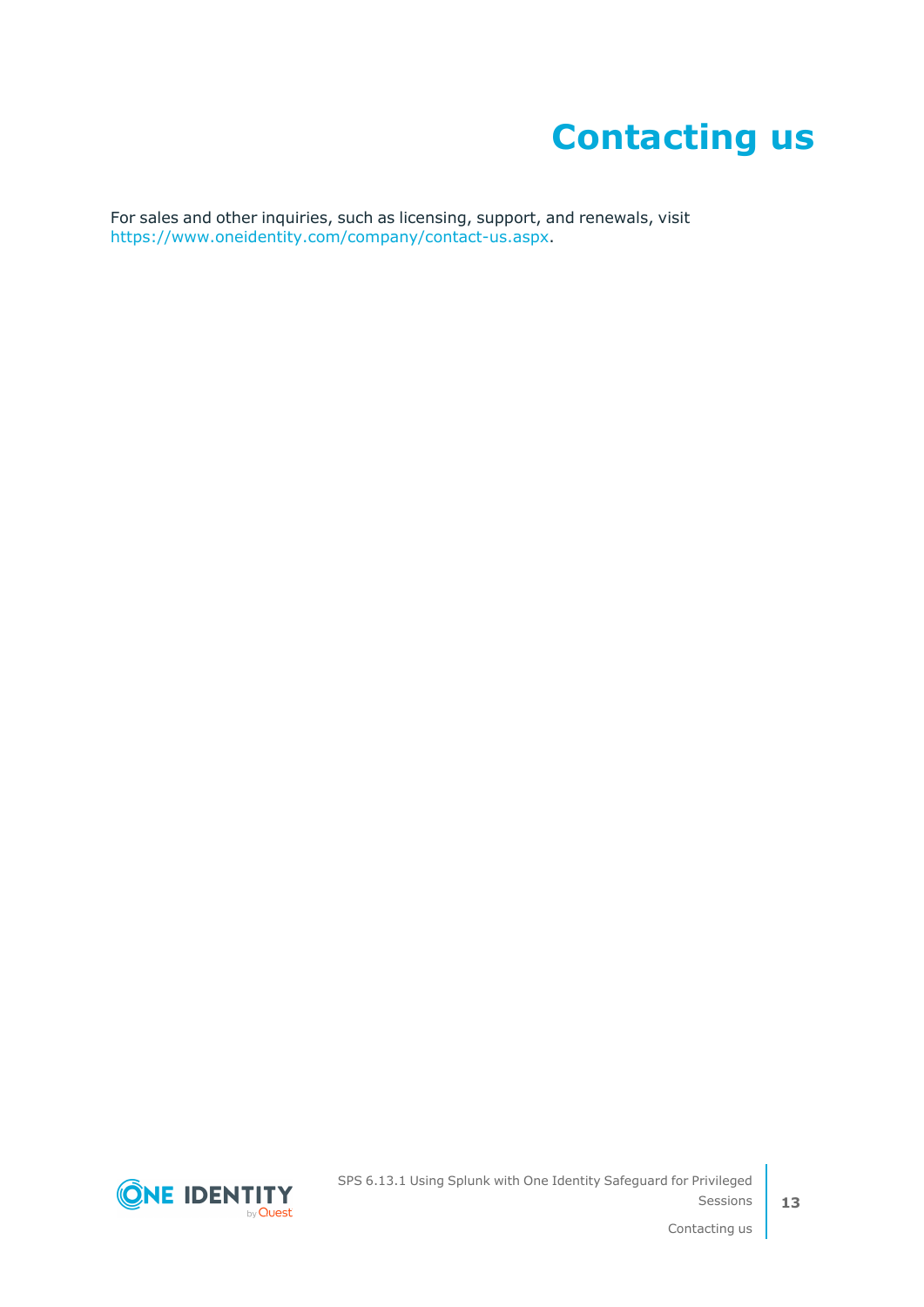# Contacting us

For sales and other inquiries, such as licensing, support, and renewals, visit https://www.oneidentity.com/company/contact-us.aspx.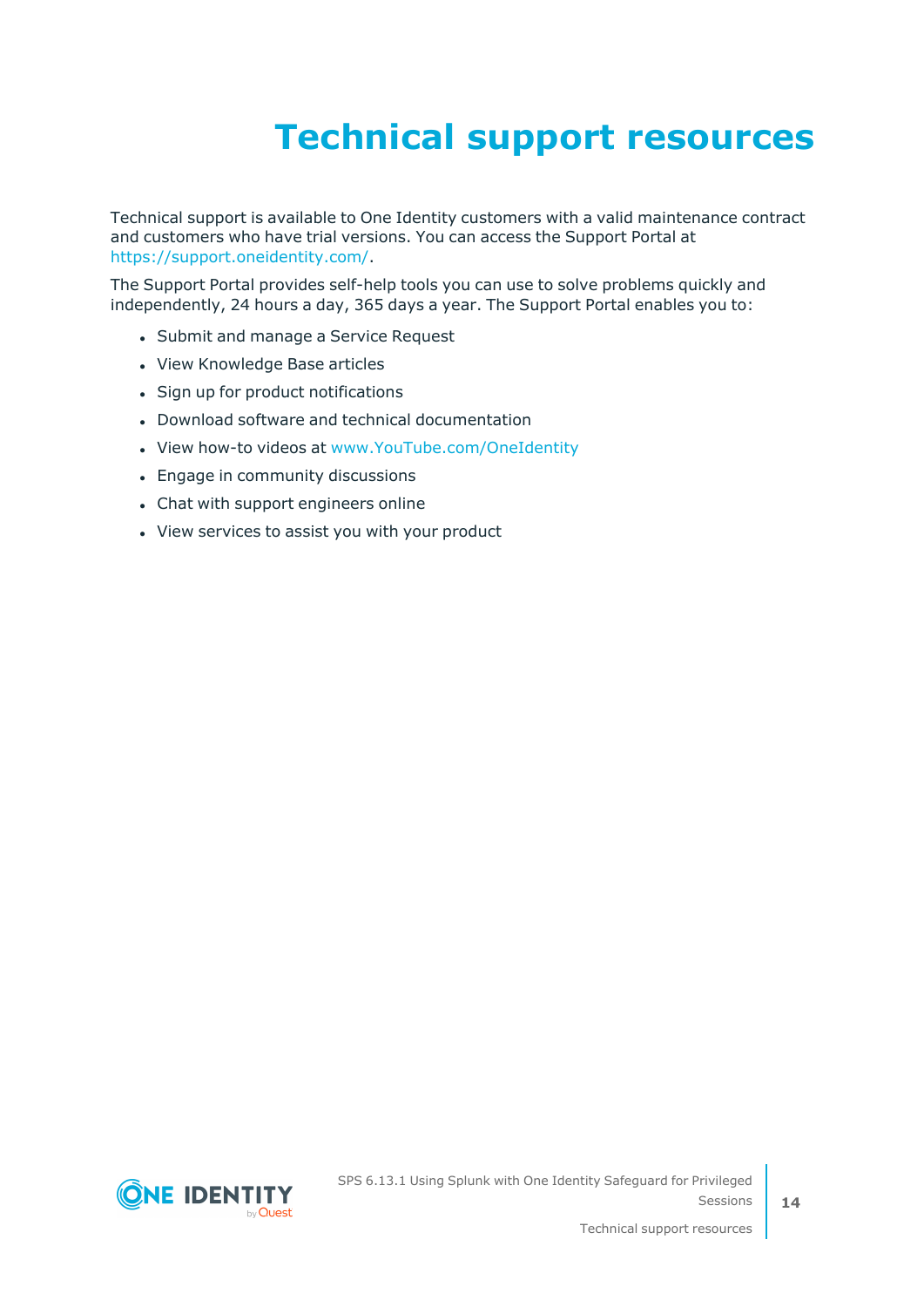# Technical support resources

Technical support is available to One Identity customers with a valid maintenance contract and customers who have trial versions. You can access the Support Portal at https://support.oneidentity.com/.

The Support Portal provides self-help tools you can use to solve problems quickly and independently, 24 hours a day, 365 days a year. The Support Portal enables you to:

- Submit and manage a Service Request
- View Knowledge Base articles
- Sign up for product notifications
- Download software and technical documentation
- View how-to videos at www.YouTube.com/OneIdentity
- Engage in community discussions
- Chat with support engineers online
- View services to assist you with your product